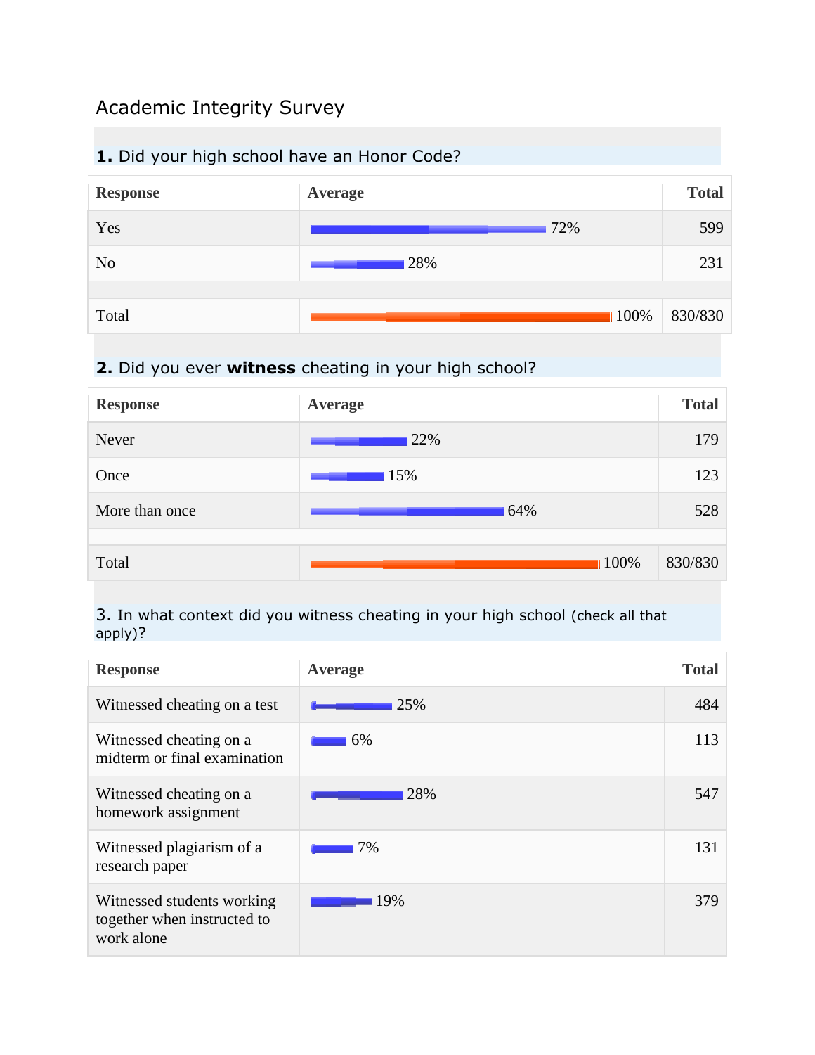# Academic Integrity Survey

## **1.** Did your high school have an Honor Code?

| Response | Average | Total |
|---|---|---|
| Yes | 72% | 599 |
| No | 28% | 231 |
| | | |
| Total | 100% | 830/830 |

## **2.** Did you ever **witness** cheating in your high school?

| Response | Average | Total |
|---|---|---|
| Never | 22% | 179 |
| Once | 15% | 123 |
| More than once | 64% | 528 |
| | | |
| Total | 100% | 830/830 |

## 3. In what context did you witness cheating in your high school (check all that apply)?

| Response | Average | Total |
|---|---|---|
| Witnessed cheating on a test | 25% | 484 |
| Witnessed cheating on a midterm or final examination | 6% | 113 |
| Witnessed cheating on a homework assignment | 28% | 547 |
| Witnessed plagiarism of a research paper | 7% | 131 |
| Witnessed students working together when instructed to work alone | 19% | 379 |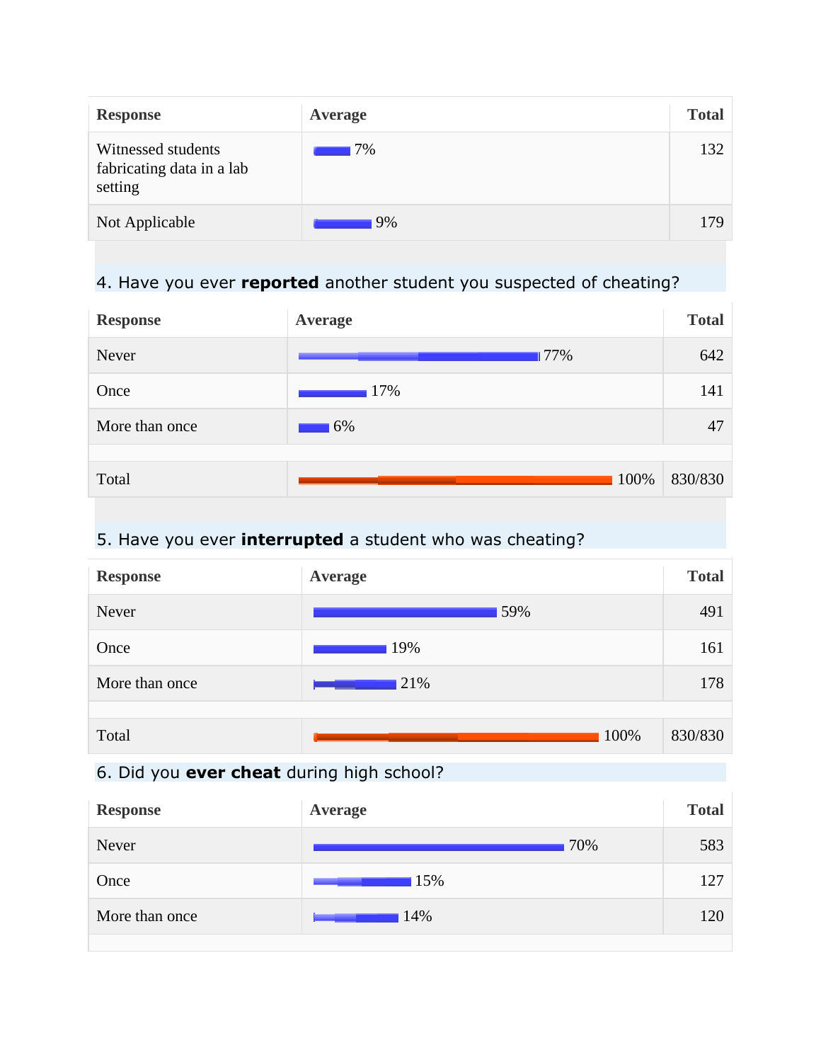| Response | Average | Total |
|---|---|---|
| Witnessed students fabricating data in a lab setting | 7% | 132 |
| Not Applicable | 9% | 179 |

4. Have you ever **reported** another student you suspected of cheating?

| Response | Average | Total |
|---|---|---|
| Never | 77% | 642 |
| Once | 17% | 141 |
| More than once | 6% | 47 |
| Total | 100% | 830/830 |

5. Have you ever **interrupted** a student who was cheating?

| Response | Average | Total |
|---|---|---|
| Never | 59% | 491 |
| Once | 19% | 161 |
| More than once | 21% | 178 |
| Total | 100% | 830/830 |

6. Did you **ever cheat** during high school?

| Response | Average | Total |
|---|---|---|
| Never | 70% | 583 |
| Once | 15% | 127 |
| More than once | 14% | 120 |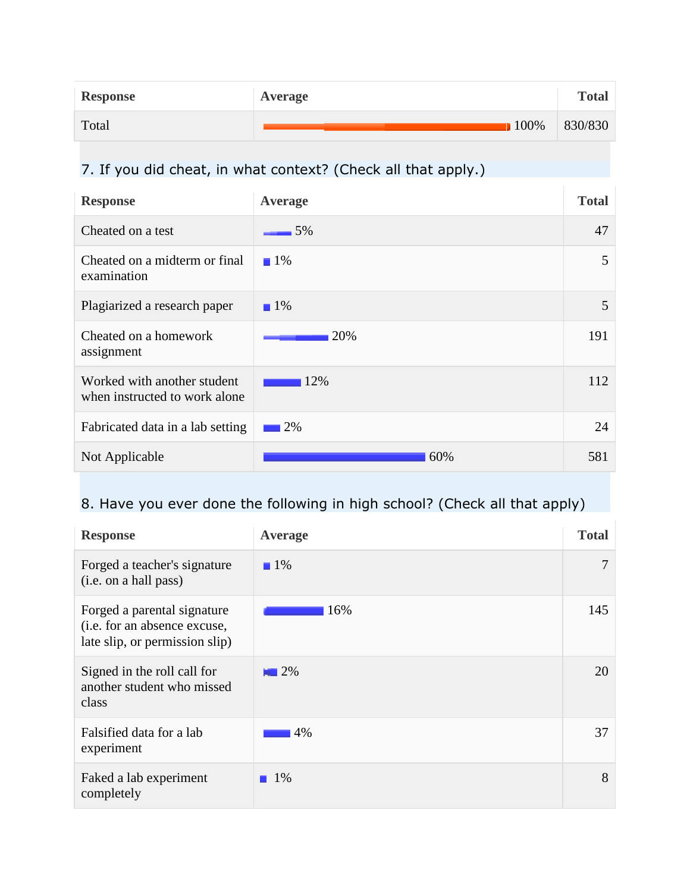| Response | Average | Total |
| --- | --- | --- |
| Total | 100% | 830/830 |

## 7. If you did cheat, in what context? (Check all that apply.)

| Response | Average | Total |
| --- | --- | --- |
| Cheated on a test | 5% | 47 |
| Cheated on a midterm or final examination | 1% | 5 |
| Plagiarized a research paper | 1% | 5 |
| Cheated on a homework assignment | 20% | 191 |
| Worked with another student when instructed to work alone | 12% | 112 |
| Fabricated data in a lab setting | 2% | 24 |
| Not Applicable | 60% | 581 |

## 8. Have you ever done the following in high school? (Check all that apply)

| Response | Average | Total |
| --- | --- | --- |
| Forged a teacher's signature (i.e. on a hall pass) | 1% | 7 |
| Forged a parental signature (i.e. for an absence excuse, late slip, or permission slip) | 16% | 145 |
| Signed in the roll call for another student who missed class | 2% | 20 |
| Falsified data for a lab experiment | 4% | 37 |
| Faked a lab experiment completely | 1% | 8 |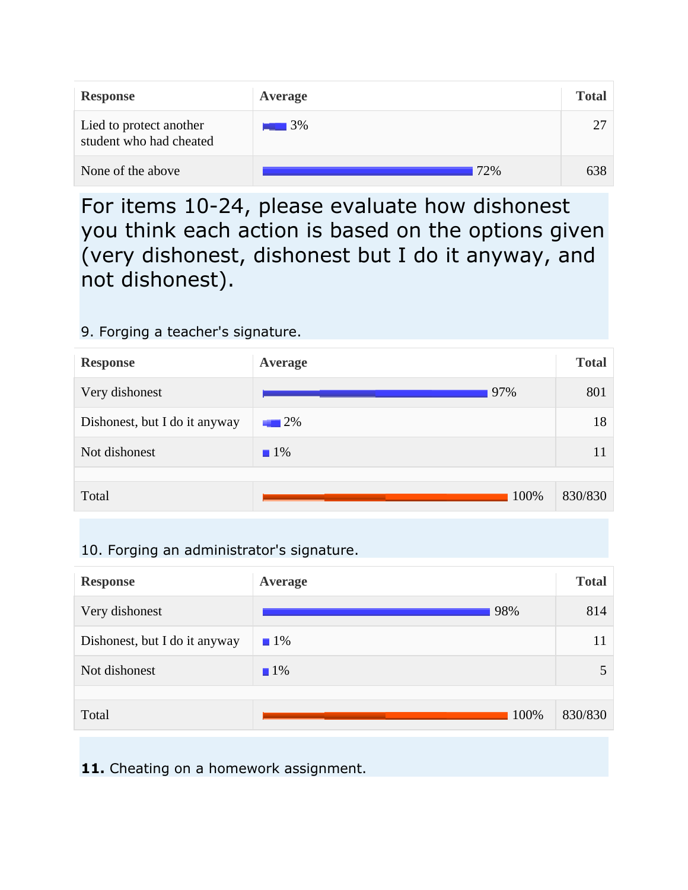| Response | Average | Total |
|---|---|---|
| Lied to protect another student who had cheated | 3% | 27 |
| None of the above | 72% | 638 |

For items 10-24, please evaluate how dishonest you think each action is based on the options given (very dishonest, dishonest but I do it anyway, and not dishonest).

9. Forging a teacher's signature.

| Response | Average | Total |
|---|---|---|
| Very dishonest | 97% | 801 |
| Dishonest, but I do it anyway | 2% | 18 |
| Not dishonest | 1% | 11 |
| Total | 100% | 830/830 |

10. Forging an administrator's signature.

| Response | Average | Total |
|---|---|---|
| Very dishonest | 98% | 814 |
| Dishonest, but I do it anyway | 1% | 11 |
| Not dishonest | 1% | 5 |
| Total | 100% | 830/830 |

**11.** Cheating on a homework assignment.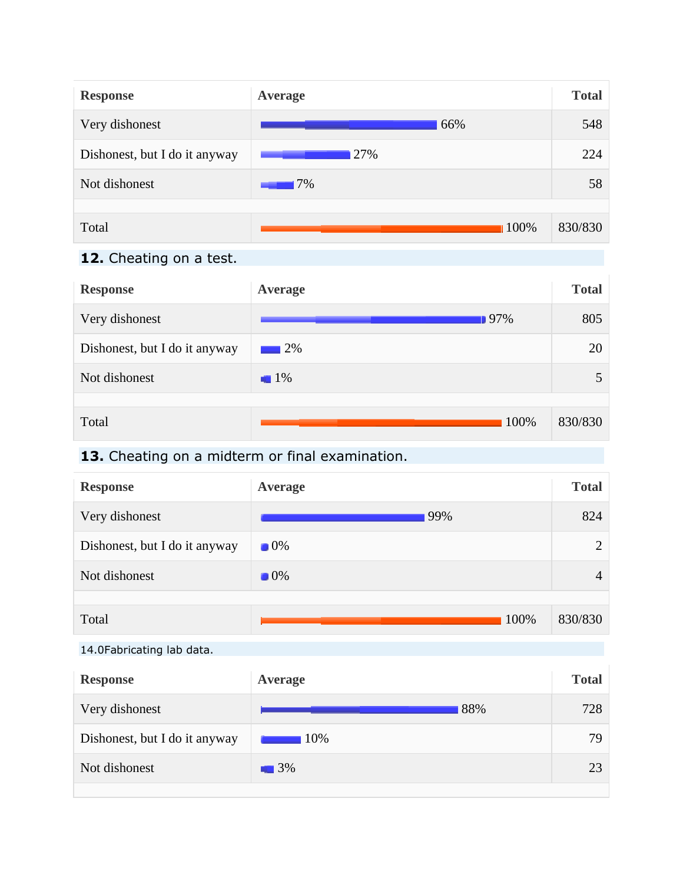| Response | Average | Total |
|---|---|---|
| Very dishonest | 66% | 548 |
| Dishonest, but I do it anyway | 27% | 224 |
| Not dishonest | 7% | 58 |
| | | |
| Total | 100% | 830/830 |

**12.** Cheating on a test.

| Response | Average | Total |
|---|---|---|
| Very dishonest | 97% | 805 |
| Dishonest, but I do it anyway | 2% | 20 |
| Not dishonest | 1% | 5 |
| | | |
| Total | 100% | 830/830 |

**13.** Cheating on a midterm or final examination.

| Response | Average | Total |
|---|---|---|
| Very dishonest | 99% | 824 |
| Dishonest, but I do it anyway | 0% | 2 |
| Not dishonest | 0% | 4 |
| | | |
| Total | 100% | 830/830 |

14.0Fabricating lab data.

| Response | Average | Total |
|---|---|---|
| Very dishonest | 88% | 728 |
| Dishonest, but I do it anyway | 10% | 79 |
| Not dishonest | 3% | 23 |
| | | |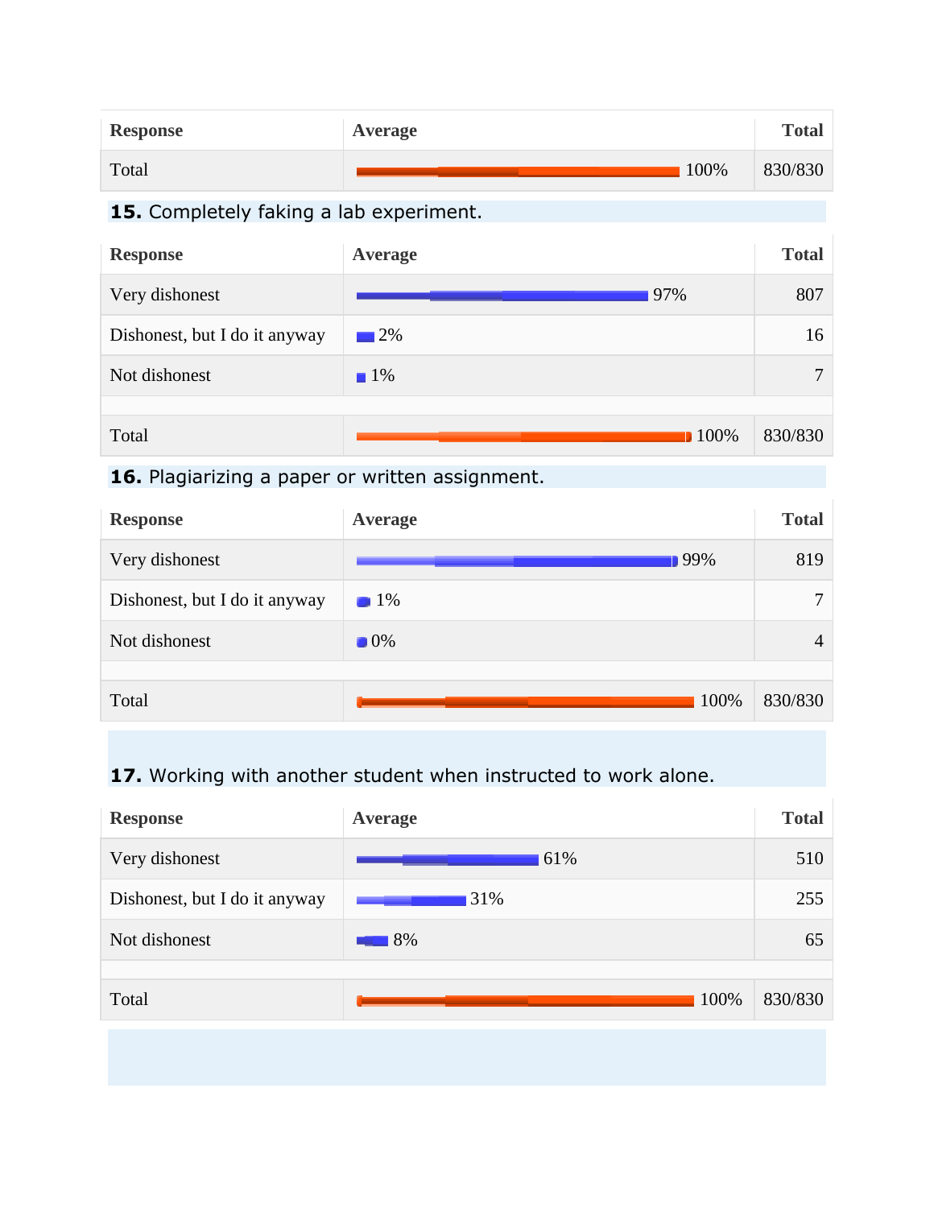| Response | Average | Total |
|---|---|---|
| Total | 100% | 830/830 |

**15.** Completely faking a lab experiment.

| Response | Average | Total |
|---|---|---|
| Very dishonest | 97% | 807 |
| Dishonest, but I do it anyway | 2% | 16 |
| Not dishonest | 1% | 7 |
| | | |
| Total | 100% | 830/830 |

**16.** Plagiarizing a paper or written assignment.

| Response | Average | Total |
|---|---|---|
| Very dishonest | 99% | 819 |
| Dishonest, but I do it anyway | 1% | 7 |
| Not dishonest | 0% | 4 |
| | | |
| Total | 100% | 830/830 |

**17.** Working with another student when instructed to work alone.

| Response | Average | Total |
|---|---|---|
| Very dishonest | 61% | 510 |
| Dishonest, but I do it anyway | 31% | 255 |
| Not dishonest | 8% | 65 |
| | | |
| Total | 100% | 830/830 |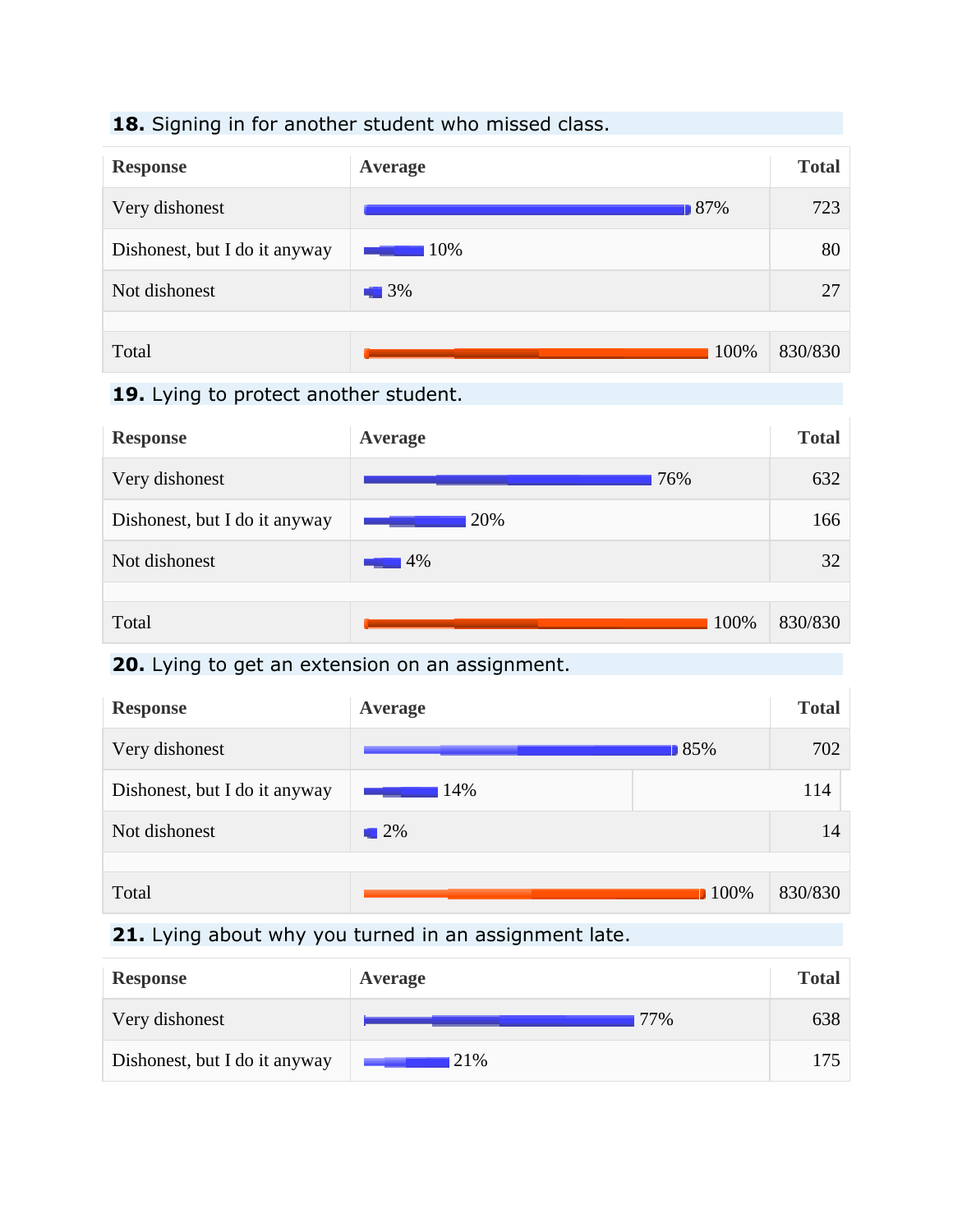**18.** Signing in for another student who missed class.

| Response | Average | Total |
|---|---|---|
| Very dishonest | 87% | 723 |
| Dishonest, but I do it anyway | 10% | 80 |
| Not dishonest | 3% | 27 |
| | | |
| Total | 100% | 830/830 |

**19.** Lying to protect another student.

| Response | Average | Total |
|---|---|---|
| Very dishonest | 76% | 632 |
| Dishonest, but I do it anyway | 20% | 166 |
| Not dishonest | 4% | 32 |
| | | |
| Total | 100% | 830/830 |

**20.** Lying to get an extension on an assignment.

| Response | Average | Total |
|---|---|---|
| Very dishonest | 85% | 702 |
| Dishonest, but I do it anyway | 14% | 114 |
| Not dishonest | 2% | 14 |
| | | |
| Total | 100% | 830/830 |

**21.** Lying about why you turned in an assignment late.

| Response | Average | Total |
|---|---|---|
| Very dishonest | 77% | 638 |
| Dishonest, but I do it anyway | 21% | 175 |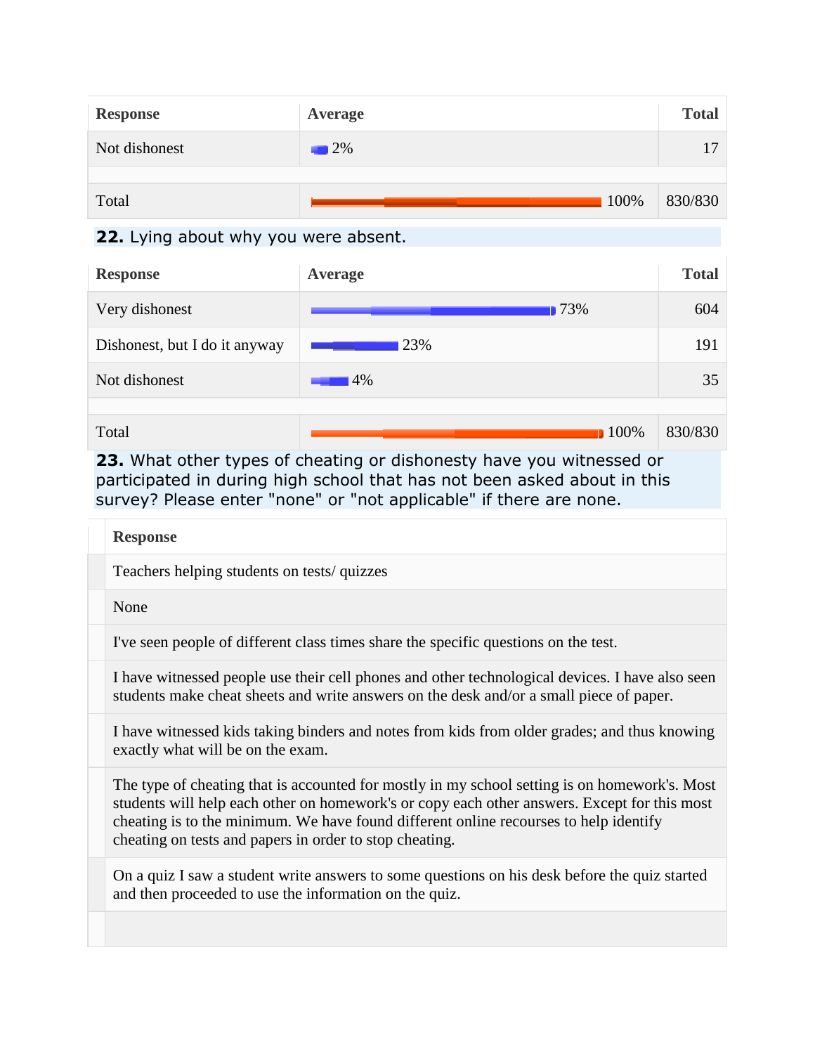| Response | Average | Total |
|---|---|---|
| Not dishonest | 2% | 17 |
| | | |
| Total | 100% | 830/830 |

**22.** Lying about why you were absent.

| Response | Average | Total |
|---|---|---|
| Very dishonest | 73% | 604 |
| Dishonest, but I do it anyway | 23% | 191 |
| Not dishonest | 4% | 35 |
| | | |
| Total | 100% | 830/830 |

**23.** What other types of cheating or dishonesty have you witnessed or participated in during high school that has not been asked about in this survey? Please enter "none" or "not applicable" if there are none.

| | Response |
|---|---|
| | Teachers helping students on tests/ quizzes |
| | None |
| | I've seen people of different class times share the specific questions on the test. |
| | I have witnessed people use their cell phones and other technological devices. I have also seen students make cheat sheets and write answers on the desk and/or a small piece of paper. |
| | I have witnessed kids taking binders and notes from kids from older grades; and thus knowing exactly what will be on the exam. |
| | The type of cheating that is accounted for mostly in my school setting is on homework's. Most students will help each other on homework's or copy each other answers. Except for this most cheating is to the minimum. We have found different online recourses to help identify cheating on tests and papers in order to stop cheating. |
| | On a quiz I saw a student write answers to some questions on his desk before the quiz started and then proceeded to use the information on the quiz. |
| | |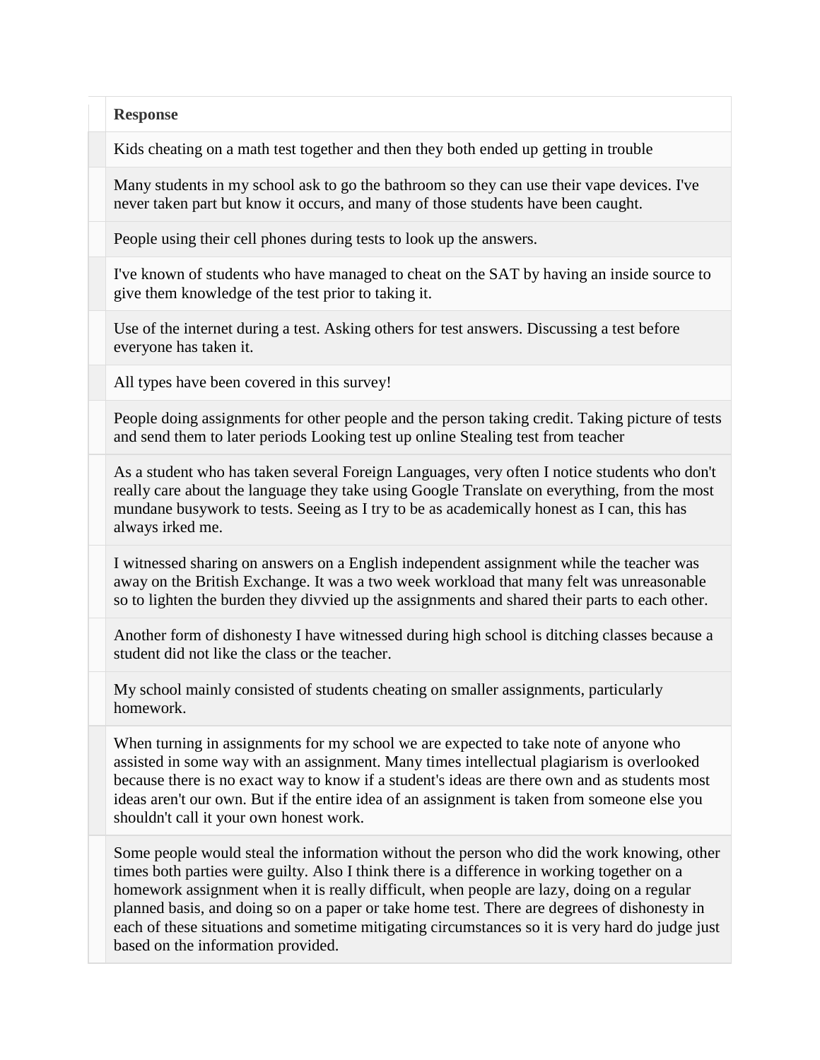| | Response |
|---|---|
| | Kids cheating on a math test together and then they both ended up getting in trouble |
| | Many students in my school ask to go the bathroom so they can use their vape devices. I've never taken part but know it occurs, and many of those students have been caught. |
| | People using their cell phones during tests to look up the answers. |
| | I've known of students who have managed to cheat on the SAT by having an inside source to give them knowledge of the test prior to taking it. |
| | Use of the internet during a test. Asking others for test answers. Discussing a test before everyone has taken it. |
| | All types have been covered in this survey! |
| | People doing assignments for other people and the person taking credit. Taking picture of tests and send them to later periods Looking test up online Stealing test from teacher |
| | As a student who has taken several Foreign Languages, very often I notice students who don't really care about the language they take using Google Translate on everything, from the most mundane busywork to tests. Seeing as I try to be as academically honest as I can, this has always irked me. |
| | I witnessed sharing on answers on a English independent assignment while the teacher was away on the British Exchange. It was a two week workload that many felt was unreasonable so to lighten the burden they divvied up the assignments and shared their parts to each other. |
| | Another form of dishonesty I have witnessed during high school is ditching classes because a student did not like the class or the teacher. |
| | My school mainly consisted of students cheating on smaller assignments, particularly homework. |
| | When turning in assignments for my school we are expected to take note of anyone who assisted in some way with an assignment. Many times intellectual plagiarism is overlooked because there is no exact way to know if a student's ideas are there own and as students most ideas aren't our own. But if the entire idea of an assignment is taken from someone else you shouldn't call it your own honest work. |
| | Some people would steal the information without the person who did the work knowing, other times both parties were guilty. Also I think there is a difference in working together on a homework assignment when it is really difficult, when people are lazy, doing on a regular planned basis, and doing so on a paper or take home test. There are degrees of dishonesty in each of these situations and sometime mitigating circumstances so it is very hard do judge just based on the information provided. |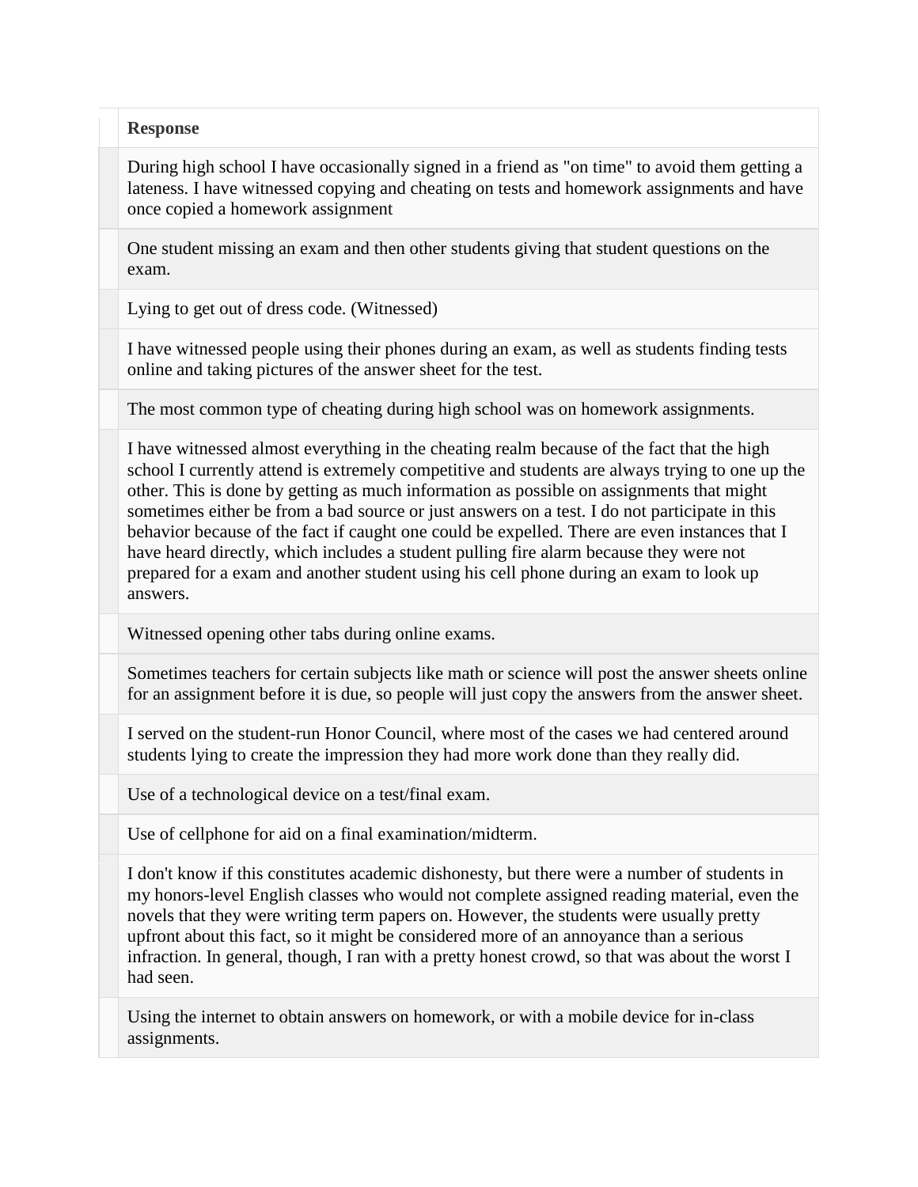| | Response |
|---|---|
| | During high school I have occasionally signed in a friend as "on time" to avoid them getting a lateness. I have witnessed copying and cheating on tests and homework assignments and have once copied a homework assignment |
| | One student missing an exam and then other students giving that student questions on the exam. |
| | Lying to get out of dress code. (Witnessed) |
| | I have witnessed people using their phones during an exam, as well as students finding tests online and taking pictures of the answer sheet for the test. |
| | The most common type of cheating during high school was on homework assignments. |
| | I have witnessed almost everything in the cheating realm because of the fact that the high school I currently attend is extremely competitive and students are always trying to one up the other. This is done by getting as much information as possible on assignments that might sometimes either be from a bad source or just answers on a test. I do not participate in this behavior because of the fact if caught one could be expelled. There are even instances that I have heard directly, which includes a student pulling fire alarm because they were not prepared for a exam and another student using his cell phone during an exam to look up answers. |
| | Witnessed opening other tabs during online exams. |
| | Sometimes teachers for certain subjects like math or science will post the answer sheets online for an assignment before it is due, so people will just copy the answers from the answer sheet. |
| | I served on the student-run Honor Council, where most of the cases we had centered around students lying to create the impression they had more work done than they really did. |
| | Use of a technological device on a test/final exam. |
| | Use of cellphone for aid on a final examination/midterm. |
| | I don't know if this constitutes academic dishonesty, but there were a number of students in my honors-level English classes who would not complete assigned reading material, even the novels that they were writing term papers on. However, the students were usually pretty upfront about this fact, so it might be considered more of an annoyance than a serious infraction. In general, though, I ran with a pretty honest crowd, so that was about the worst I had seen. |
| | Using the internet to obtain answers on homework, or with a mobile device for in-class assignments. |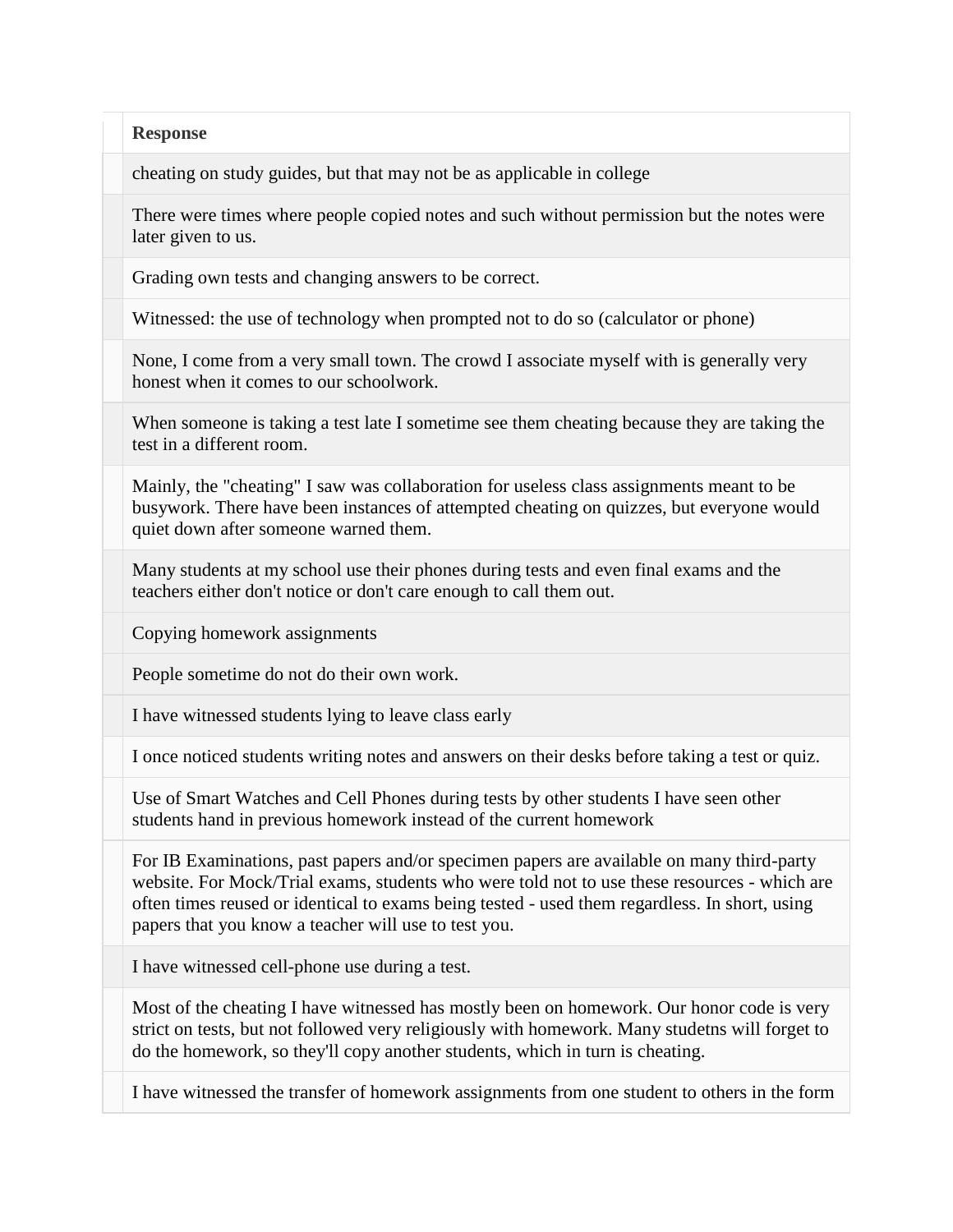| | Response |
|---|---|
| | cheating on study guides, but that may not be as applicable in college |
| | There were times where people copied notes and such without permission but the notes were later given to us. |
| | Grading own tests and changing answers to be correct. |
| | Witnessed: the use of technology when prompted not to do so (calculator or phone) |
| | None, I come from a very small town. The crowd I associate myself with is generally very honest when it comes to our schoolwork. |
| | When someone is taking a test late I sometime see them cheating because they are taking the test in a different room. |
| | Mainly, the "cheating" I saw was collaboration for useless class assignments meant to be busywork. There have been instances of attempted cheating on quizzes, but everyone would quiet down after someone warned them. |
| | Many students at my school use their phones during tests and even final exams and the teachers either don't notice or don't care enough to call them out. |
| | Copying homework assignments |
| | People sometime do not do their own work. |
| | I have witnessed students lying to leave class early |
| | I once noticed students writing notes and answers on their desks before taking a test or quiz. |
| | Use of Smart Watches and Cell Phones during tests by other students I have seen other students hand in previous homework instead of the current homework |
| | For IB Examinations, past papers and/or specimen papers are available on many third-party website. For Mock/Trial exams, students who were told not to use these resources - which are often times reused or identical to exams being tested - used them regardless. In short, using papers that you know a teacher will use to test you. |
| | I have witnessed cell-phone use during a test. |
| | Most of the cheating I have witnessed has mostly been on homework. Our honor code is very strict on tests, but not followed very religiously with homework. Many studetns will forget to do the homework, so they'll copy another students, which in turn is cheating. |
| | I have witnessed the transfer of homework assignments from one student to others in the form |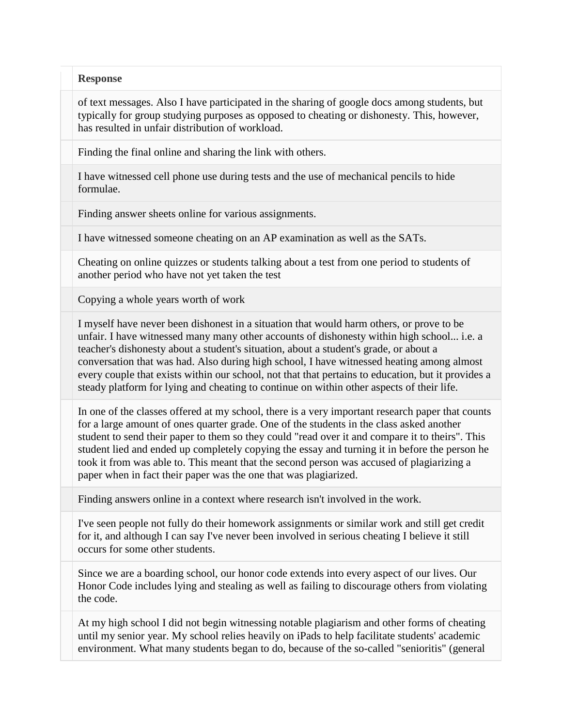|  | Response |
| --- | --- |
|  | of text messages. Also I have participated in the sharing of google docs among students, but typically for group studying purposes as opposed to cheating or dishonesty. This, however, has resulted in unfair distribution of workload. |
|  | Finding the final online and sharing the link with others. |
|  | I have witnessed cell phone use during tests and the use of mechanical pencils to hide formulae. |
|  | Finding answer sheets online for various assignments. |
|  | I have witnessed someone cheating on an AP examination as well as the SATs. |
|  | Cheating on online quizzes or students talking about a test from one period to students of another period who have not yet taken the test |
|  | Copying a whole years worth of work |
|  | I myself have never been dishonest in a situation that would harm others, or prove to be unfair. I have witnessed many many other accounts of dishonesty within high school... i.e. a teacher's dishonesty about a student's situation, about a student's grade, or about a conversation that was had. Also during high school, I have witnessed heating among almost every couple that exists within our school, not that that pertains to education, but it provides a steady platform for lying and cheating to continue on within other aspects of their life. |
|  | In one of the classes offered at my school, there is a very important research paper that counts for a large amount of ones quarter grade. One of the students in the class asked another student to send their paper to them so they could "read over it and compare it to theirs". This student lied and ended up completely copying the essay and turning it in before the person he took it from was able to. This meant that the second person was accused of plagiarizing a paper when in fact their paper was the one that was plagiarized. |
|  | Finding answers online in a context where research isn't involved in the work. |
|  | I've seen people not fully do their homework assignments or similar work and still get credit for it, and although I can say I've never been involved in serious cheating I believe it still occurs for some other students. |
|  | Since we are a boarding school, our honor code extends into every aspect of our lives. Our Honor Code includes lying and stealing as well as failing to discourage others from violating the code. |
|  | At my high school I did not begin witnessing notable plagiarism and other forms of cheating until my senior year. My school relies heavily on iPads to help facilitate students' academic environment. What many students began to do, because of the so-called "senioritis" (general |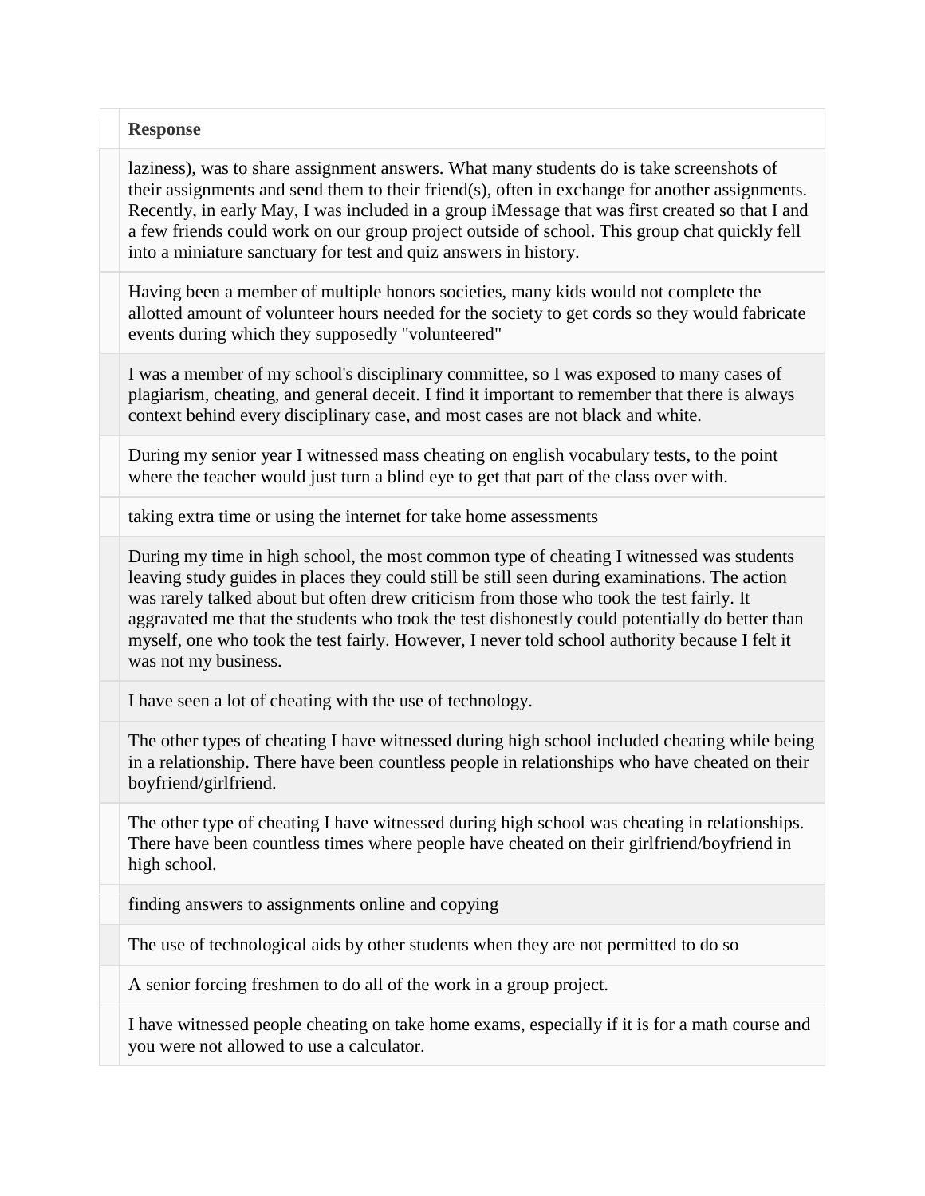| | Response |
|---|---|
| | laziness), was to share assignment answers. What many students do is take screenshots of their assignments and send them to their friend(s), often in exchange for another assignments. Recently, in early May, I was included in a group iMessage that was first created so that I and a few friends could work on our group project outside of school. This group chat quickly fell into a miniature sanctuary for test and quiz answers in history. |
| | Having been a member of multiple honors societies, many kids would not complete the allotted amount of volunteer hours needed for the society to get cords so they would fabricate events during which they supposedly "volunteered" |
| | I was a member of my school's disciplinary committee, so I was exposed to many cases of plagiarism, cheating, and general deceit. I find it important to remember that there is always context behind every disciplinary case, and most cases are not black and white. |
| | During my senior year I witnessed mass cheating on english vocabulary tests, to the point where the teacher would just turn a blind eye to get that part of the class over with. |
| | taking extra time or using the internet for take home assessments |
| | During my time in high school, the most common type of cheating I witnessed was students leaving study guides in places they could still be still seen during examinations. The action was rarely talked about but often drew criticism from those who took the test fairly. It aggravated me that the students who took the test dishonestly could potentially do better than myself, one who took the test fairly. However, I never told school authority because I felt it was not my business. |
| | I have seen a lot of cheating with the use of technology. |
| | The other types of cheating I have witnessed during high school included cheating while being in a relationship. There have been countless people in relationships who have cheated on their boyfriend/girlfriend. |
| | The other type of cheating I have witnessed during high school was cheating in relationships. There have been countless times where people have cheated on their girlfriend/boyfriend in high school. |
| | finding answers to assignments online and copying |
| | The use of technological aids by other students when they are not permitted to do so |
| | A senior forcing freshmen to do all of the work in a group project. |
| | I have witnessed people cheating on take home exams, especially if it is for a math course and you were not allowed to use a calculator. |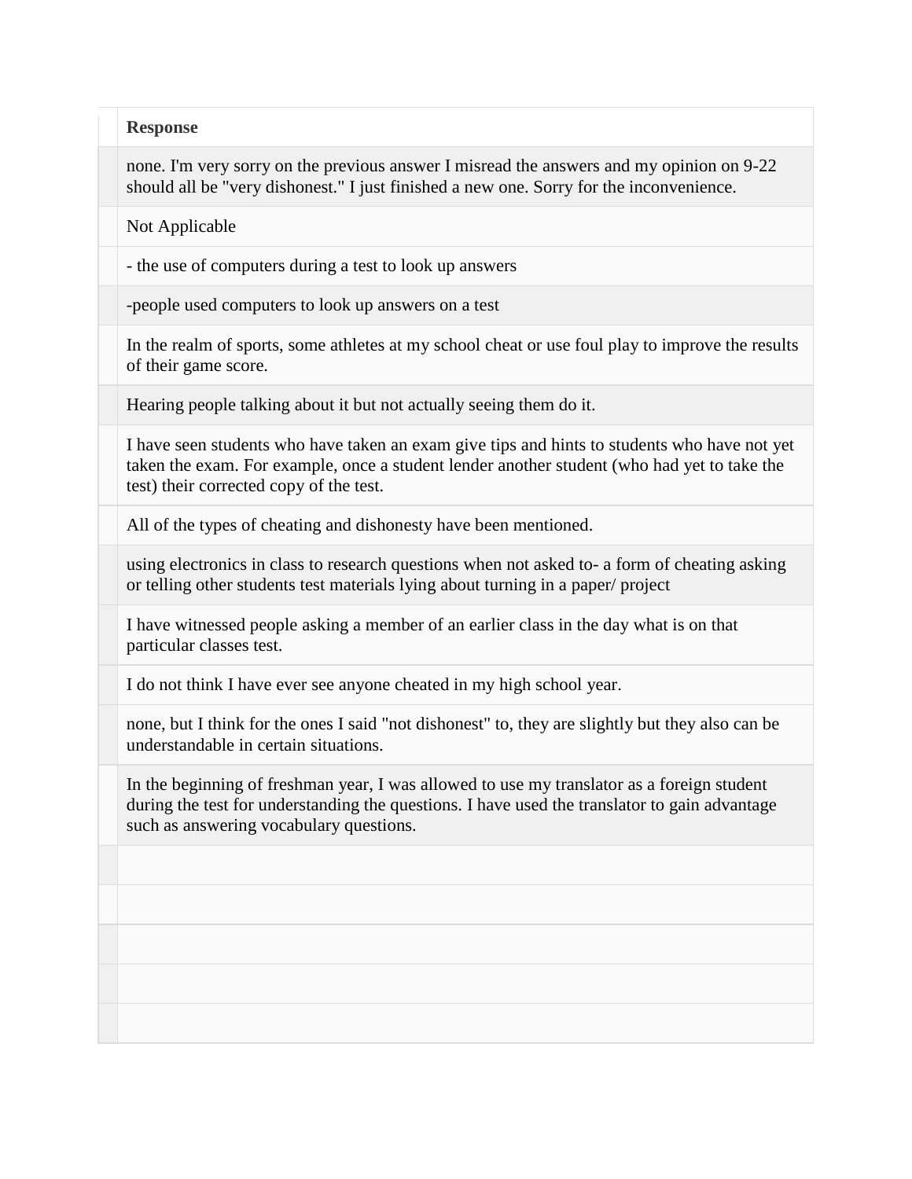| | Response |
|---|---|
| | none. I'm very sorry on the previous answer I misread the answers and my opinion on 9-22 should all be "very dishonest." I just finished a new one. Sorry for the inconvenience. |
| | Not Applicable |
| | - the use of computers during a test to look up answers |
| | -people used computers to look up answers on a test |
| | In the realm of sports, some athletes at my school cheat or use foul play to improve the results of their game score. |
| | Hearing people talking about it but not actually seeing them do it. |
| | I have seen students who have taken an exam give tips and hints to students who have not yet taken the exam. For example, once a student lender another student (who had yet to take the test) their corrected copy of the test. |
| | All of the types of cheating and dishonesty have been mentioned. |
| | using electronics in class to research questions when not asked to- a form of cheating asking or telling other students test materials lying about turning in a paper/ project |
| | I have witnessed people asking a member of an earlier class in the day what is on that particular classes test. |
| | I do not think I have ever see anyone cheated in my high school year. |
| | none, but I think for the ones I said "not dishonest" to, they are slightly but they also can be understandable in certain situations. |
| | In the beginning of freshman year, I was allowed to use my translator as a foreign student during the test for understanding the questions. I have used the translator to gain advantage such as answering vocabulary questions. |
| | |
| | |
| | |
| | |
| | |